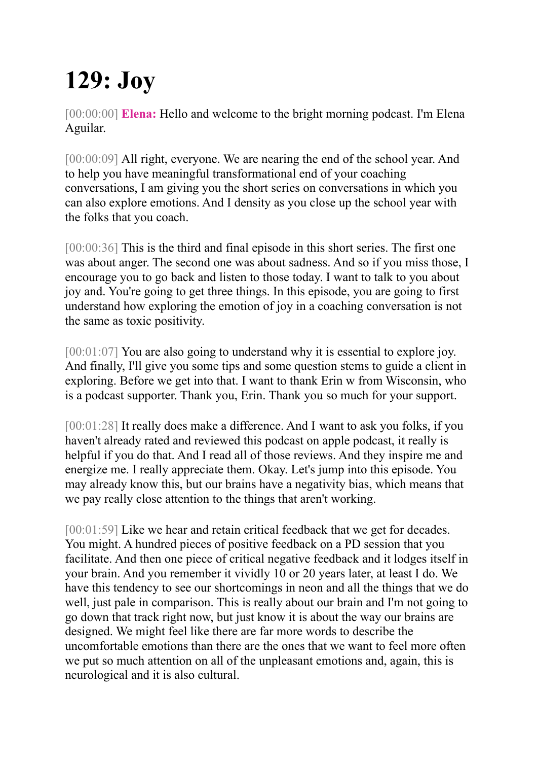# 129: Joy

[00:00:00] **Elena:** Hello and welcome to the bright morning podcast. I'm Elena Aguilar.

[00:00:09] All right, everyone. We are nearing the end of the school year. And to help you have meaningful transformational end of your coaching conversations, I am giving you the short series on conversations in which you can also explore emotions. And I density as you close up the school year with the folks that you coach.

[00:00:36] This is the third and final episode in this short series. The first one was about anger. The second one was about sadness. And so if you miss those, I encourage you to go back and listen to those today. I want to talk to you about joy and. You're going to get three things. In this episode, you are going to first understand how exploring the emotion of joy in a coaching conversation is not the same as toxic positivity.

[00:01:07] You are also going to understand why it is essential to explore joy. And finally, I'll give you some tips and some question stems to guide a client in exploring. Before we get into that. I want to thank Erin w from Wisconsin, who is a podcast supporter. Thank you, Erin. Thank you so much for your support.

[00:01:28] It really does make a difference. And I want to ask you folks, if you haven't already rated and reviewed this podcast on apple podcast, it really is helpful if you do that. And I read all of those reviews. And they inspire me and energize me. I really appreciate them. Okay. Let's jump into this episode. You may already know this, but our brains have a negativity bias, which means that we pay really close attention to the things that aren't working.

[00:01:59] Like we hear and retain critical feedback that we get for decades. You might. A hundred pieces of positive feedback on a PD session that you facilitate. And then one piece of critical negative feedback and it lodges itself in your brain. And you remember it vividly 10 or 20 years later, at least I do. We have this tendency to see our shortcomings in neon and all the things that we do well, just pale in comparison. This is really about our brain and I'm not going to go down that track right now, but just know it is about the way our brains are designed. We might feel like there are far more words to describe the uncomfortable emotions than there are the ones that we want to feel more often we put so much attention on all of the unpleasant emotions and, again, this is neurological and it is also cultural.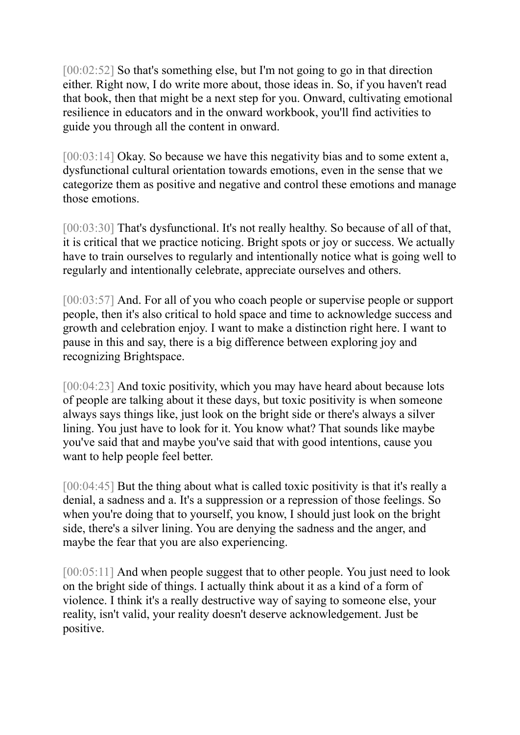[00:02:52] So that's something else, but I'm not going to go in that direction either. Right now, I do write more about, those ideas in. So, if you haven't read that book, then that might be a next step for you. Onward, cultivating emotional resilience in educators and in the onward workbook, you'll find activities to guide you through all the content in onward.

[00:03:14] Okay. So because we have this negativity bias and to some extent a, dysfunctional cultural orientation towards emotions, even in the sense that we categorize them as positive and negative and control these emotions and manage those emotions.

[00:03:30] That's dysfunctional. It's not really healthy. So because of all of that, it is critical that we practice noticing. Bright spots or joy or success. We actually have to train ourselves to regularly and intentionally notice what is going well to regularly and intentionally celebrate, appreciate ourselves and others.

[00:03:57] And. For all of you who coach people or supervise people or support people, then it's also critical to hold space and time to acknowledge success and growth and celebration enjoy. I want to make a distinction right here. I want to pause in this and say, there is a big difference between exploring joy and recognizing Brightspace.

[00:04:23] And toxic positivity, which you may have heard about because lots of people are talking about it these days, but toxic positivity is when someone always says things like, just look on the bright side or there's always a silver lining. You just have to look for it. You know what? That sounds like maybe you've said that and maybe you've said that with good intentions, cause you want to help people feel better.

[00:04:45] But the thing about what is called toxic positivity is that it's really a denial, a sadness and a. It's a suppression or a repression of those feelings. So when you're doing that to yourself, you know, I should just look on the bright side, there's a silver lining. You are denying the sadness and the anger, and maybe the fear that you are also experiencing.

[00:05:11] And when people suggest that to other people. You just need to look on the bright side of things. I actually think about it as a kind of a form of violence. I think it's a really destructive way of saying to someone else, your reality, isn't valid, your reality doesn't deserve acknowledgement. Just be positive.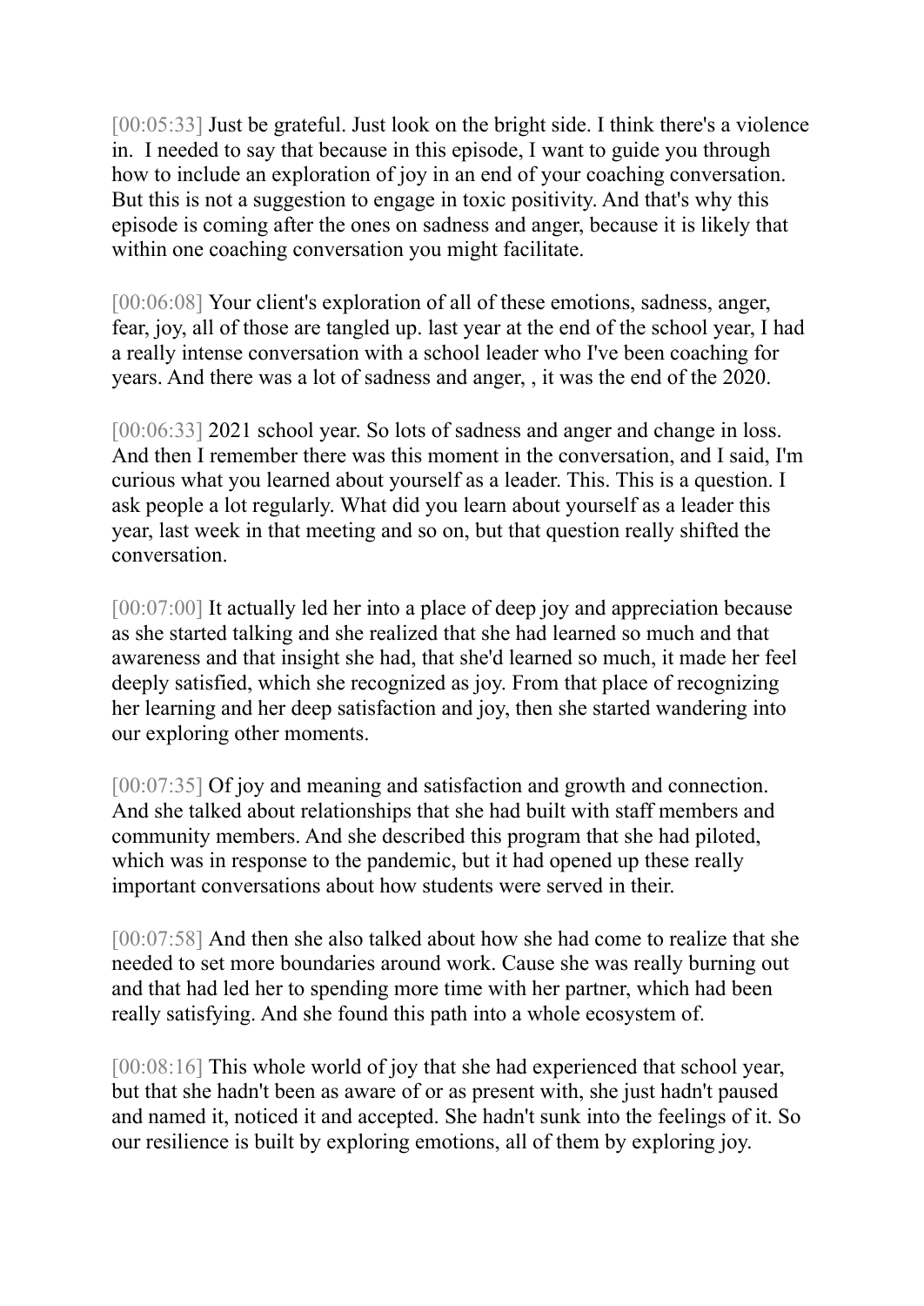[00:05:33] Just be grateful. Just look on the bright side. I think there's a violence in. I needed to say that because in this episode, I want to guide you through how to include an exploration of joy in an end of your coaching conversation. But this is not a suggestion to engage in toxic positivity. And that's why this episode is coming after the ones on sadness and anger, because it is likely that within one coaching conversation you might facilitate.

[00:06:08] Your client's exploration of all of these emotions, sadness, anger, fear, joy, all of those are tangled up. last year at the end of the school year, I had a really intense conversation with a school leader who I've been coaching for years. And there was a lot of sadness and anger, , it was the end of the 2020.

[00:06:33] 2021 school year. So lots of sadness and anger and change in loss. And then I remember there was this moment in the conversation, and I said, I'm curious what you learned about yourself as a leader. This. This is a question. I ask people a lot regularly. What did you learn about yourself as a leader this year, last week in that meeting and so on, but that question really shifted the conversation.

[00:07:00] It actually led her into a place of deep joy and appreciation because as she started talking and she realized that she had learned so much and that awareness and that insight she had, that she'd learned so much, it made her feel deeply satisfied, which she recognized as joy. From that place of recognizing her learning and her deep satisfaction and joy, then she started wandering into our exploring other moments.

[00:07:35] Of joy and meaning and satisfaction and growth and connection. And she talked about relationships that she had built with staff members and community members. And she described this program that she had piloted, which was in response to the pandemic, but it had opened up these really important conversations about how students were served in their.

[00:07:58] And then she also talked about how she had come to realize that she needed to set more boundaries around work. Cause she was really burning out and that had led her to spending more time with her partner, which had been really satisfying. And she found this path into a whole ecosystem of.

[00:08:16] This whole world of joy that she had experienced that school year, but that she hadn't been as aware of or as present with, she just hadn't paused and named it, noticed it and accepted. She hadn't sunk into the feelings of it. So our resilience is built by exploring emotions, all of them by exploring joy.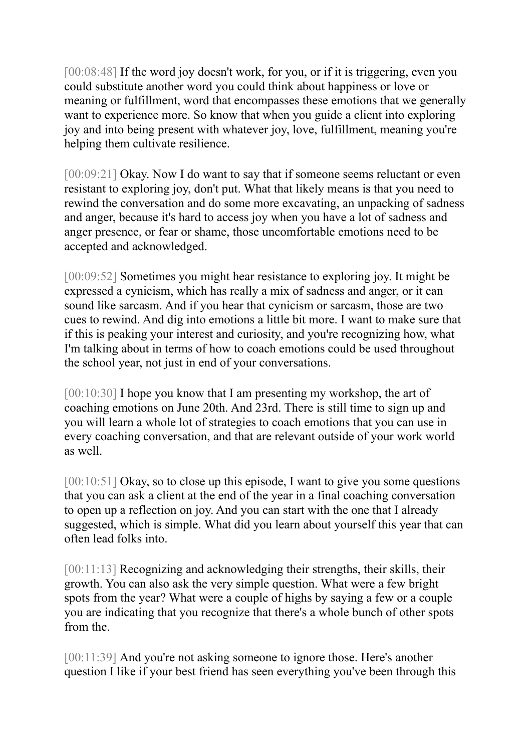[00:08:48] If the word joy doesn't work, for you, or if it is triggering, even you could substitute another word you could think about happiness or love or meaning or fulfillment, word that encompasses these emotions that we generally want to experience more. So know that when you guide a client into exploring joy and into being present with whatever joy, love, fulfillment, meaning you're helping them cultivate resilience.

[00:09:21] Okay. Now I do want to say that if someone seems reluctant or even resistant to exploring joy, don't put. What that likely means is that you need to rewind the conversation and do some more excavating, an unpacking of sadness and anger, because it's hard to access joy when you have a lot of sadness and anger presence, or fear or shame, those uncomfortable emotions need to be accepted and acknowledged.

[00:09:52] Sometimes you might hear resistance to exploring joy. It might be expressed a cynicism, which has really a mix of sadness and anger, or it can sound like sarcasm. And if you hear that cynicism or sarcasm, those are two cues to rewind. And dig into emotions a little bit more. I want to make sure that if this is peaking your interest and curiosity, and you're recognizing how, what I'm talking about in terms of how to coach emotions could be used throughout the school year, not just in end of your conversations.

[00:10:30] I hope you know that I am presenting my workshop, the art of coaching emotions on June 20th. And 23rd. There is still time to sign up and you will learn a whole lot of strategies to coach emotions that you can use in every coaching conversation, and that are relevant outside of your work world as well.

[00:10:51] Okay, so to close up this episode, I want to give you some questions that you can ask a client at the end of the year in a final coaching conversation to open up a reflection on joy. And you can start with the one that I already suggested, which is simple. What did you learn about yourself this year that can often lead folks into.

[00:11:13] Recognizing and acknowledging their strengths, their skills, their growth. You can also ask the very simple question. What were a few bright spots from the year? What were a couple of highs by saying a few or a couple you are indicating that you recognize that there's a whole bunch of other spots from the.

[00:11:39] And you're not asking someone to ignore those. Here's another question I like if your best friend has seen everything you've been through this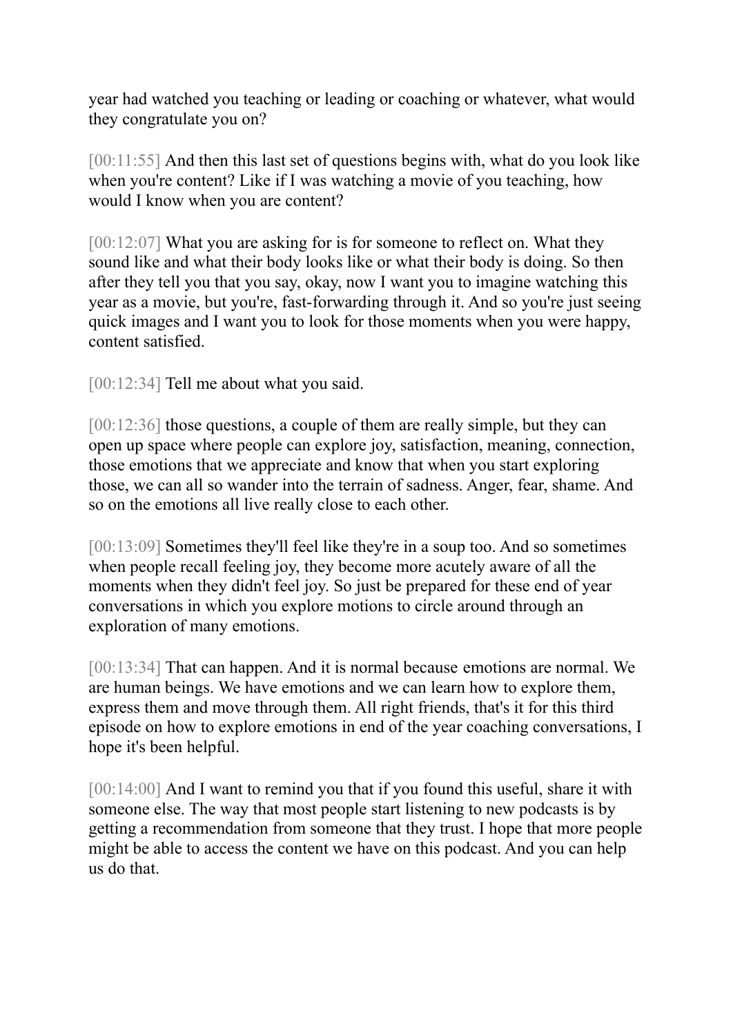year had watched you teaching or leading or coaching or whatever, what would they congratulate you on?

[00:11:55] And then this last set of questions begins with, what do you look like when you're content? Like if I was watching a movie of you teaching, how would I know when you are content?

[00:12:07] What you are asking for is for someone to reflect on. What they sound like and what their body looks like or what their body is doing. So then after they tell you that you say, okay, now I want you to imagine watching this year as a movie, but you're, fast-forwarding through it. And so you're just seeing quick images and I want you to look for those moments when you were happy, content satisfied.

[00:12:34] Tell me about what you said.

[00:12:36] those questions, a couple of them are really simple, but they can open up space where people can explore joy, satisfaction, meaning, connection, those emotions that we appreciate and know that when you start exploring those, we can all so wander into the terrain of sadness. Anger, fear, shame. And so on the emotions all live really close to each other.

[00:13:09] Sometimes they'll feel like they're in a soup too. And so sometimes when people recall feeling joy, they become more acutely aware of all the moments when they didn't feel joy. So just be prepared for these end of year conversations in which you explore motions to circle around through an exploration of many emotions.

[00:13:34] That can happen. And it is normal because emotions are normal. We are human beings. We have emotions and we can learn how to explore them, express them and move through them. All right friends, that's it for this third episode on how to explore emotions in end of the year coaching conversations, I hope it's been helpful.

[00:14:00] And I want to remind you that if you found this useful, share it with someone else. The way that most people start listening to new podcasts is by getting a recommendation from someone that they trust. I hope that more people might be able to access the content we have on this podcast. And you can help us do that.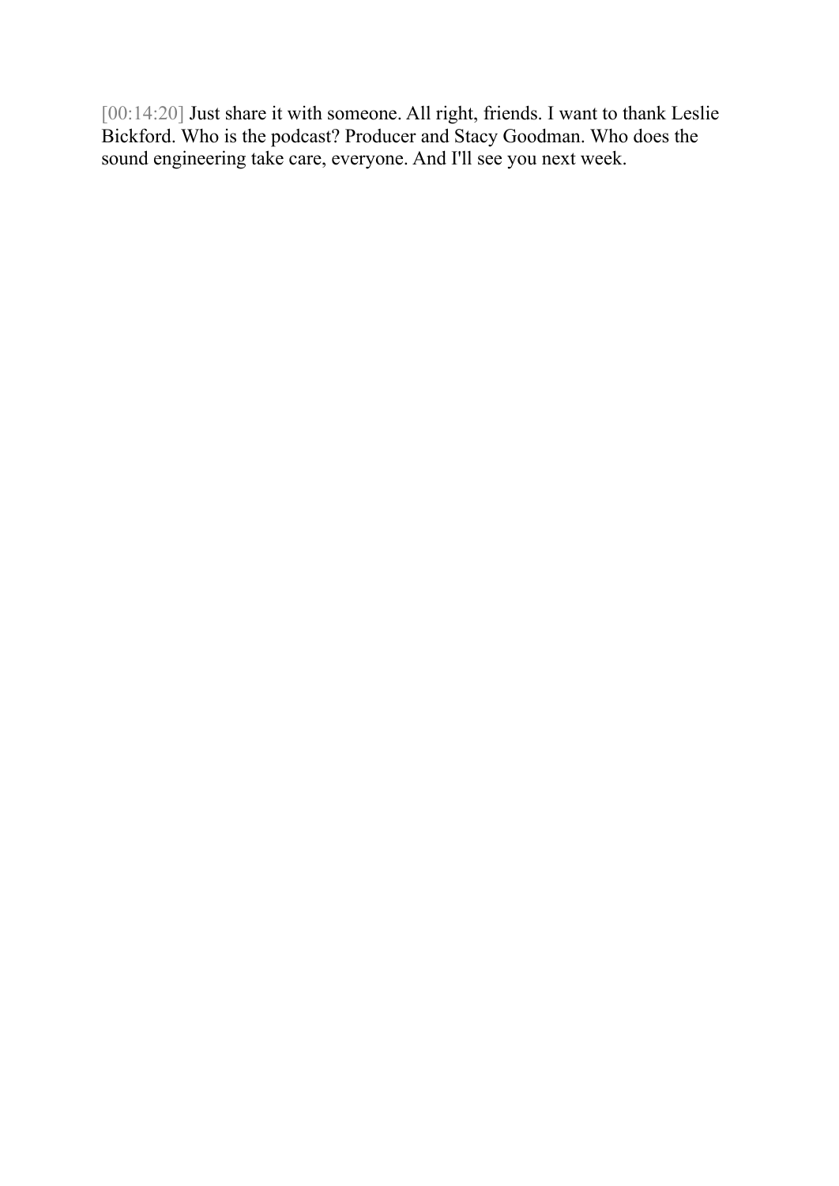[00:14:20] Just share it with someone. All right, friends. I want to thank Leslie Bickford. Who is the podcast? Producer and Stacy Goodman. Who does the sound engineering take care, everyone. And I'll see you next week.